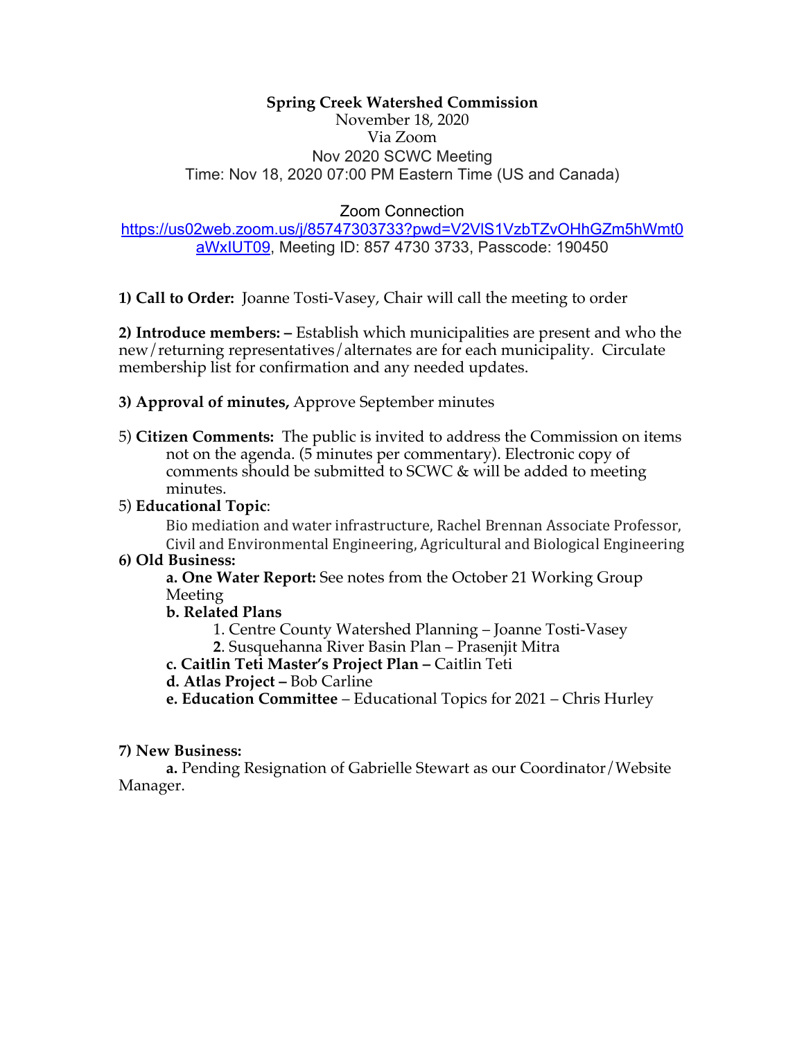**Spring Creek Watershed Commission**
November 18, 2020
Via Zoom
Nov 2020 SCWC Meeting
Time: Nov 18, 2020 07:00 PM Eastern Time (US and Canada)

Zoom Connection
https://us02web.zoom.us/j/85747303733?pwd=V2VlS1VzbTZvOHhGZm5hWmt0aWxIUT09, Meeting ID: 857 4730 3733, Passcode: 190450

**1) Call to Order:** Joanne Tosti-Vasey, Chair will call the meeting to order

**2) Introduce members: –** Establish which municipalities are present and who the new/returning representatives/alternates are for each municipality. Circulate membership list for confirmation and any needed updates.

**3) Approval of minutes,** Approve September minutes

5) **Citizen Comments:** The public is invited to address the Commission on items not on the agenda. (5 minutes per commentary). Electronic copy of comments should be submitted to SCWC & will be added to meeting minutes.

5) **Educational Topic**:

Bio mediation and water infrastructure, Rachel Brennan Associate Professor, Civil and Environmental Engineering, Agricultural and Biological Engineering

**6) Old Business:**

**a. One Water Report:** See notes from the October 21 Working Group Meeting

**b. Related Plans**

1. Centre County Watershed Planning – Joanne Tosti-Vasey
**2**. Susquehanna River Basin Plan – Prasenjit Mitra

**c. Caitlin Teti Master's Project Plan –** Caitlin Teti

**d. Atlas Project –** Bob Carline

**e. Education Committee** – Educational Topics for 2021 – Chris Hurley

**7) New Business:**

**a.** Pending Resignation of Gabrielle Stewart as our Coordinator/Website Manager.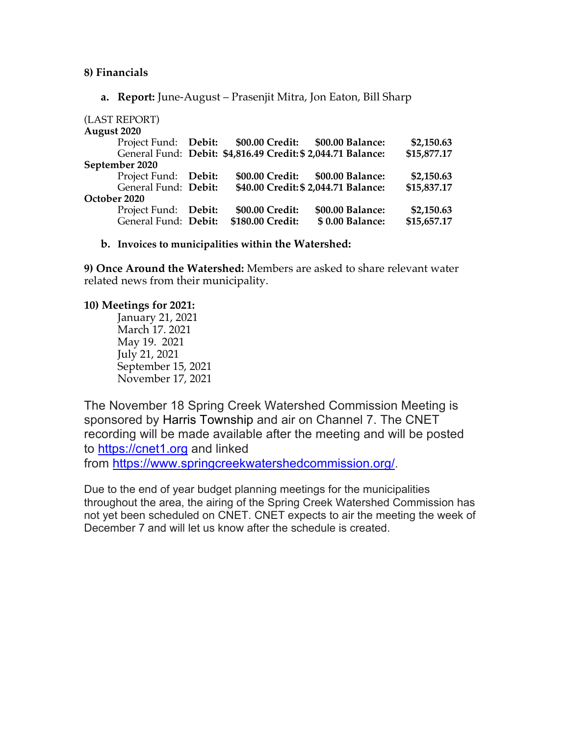**8) Financials**

a. **Report:** June-August – Prasenjit Mitra, Jon Eaton, Bill Sharp

(LAST REPORT)

| | | | | | | | | |
|---|---|---|---|---|---|---|---|---|
| **August 2020** | | | | | | | | |
| | Project Fund: | **Debit:** | **$00.00** | **Credit:** | **$00.00** | **Balance:** | **$2,150.63** |
| | General Fund: | **Debit:** | **$4,816.49** | **Credit:** | **$ 2,044.71** | **Balance:** | **$15,877.17** |
| **September 2020** | | | | | | | | |
| | Project Fund: | **Debit:** | **$00.00** | **Credit:** | **$00.00** | **Balance:** | **$2,150.63** |
| | General Fund: | **Debit:** | **$40.00** | **Credit:** | **$ 2,044.71** | **Balance:** | **$15,837.17** |
| **October 2020** | | | | | | | | |
| | Project Fund: | **Debit:** | **$00.00** | **Credit:** | **$00.00** | **Balance:** | **$2,150.63** |
| | General Fund: | **Debit:** | **$180.00** | **Credit:** | **$ 0.00** | **Balance:** | **$15,657.17** |

b. **Invoices to municipalities within the Watershed:**

**9) Once Around the Watershed:** Members are asked to share relevant water related news from their municipality.

**10) Meetings for 2021:**

January 21, 2021
March 17. 2021
May 19. 2021
July 21, 2021
September 15, 2021
November 17, 2021

The November 18 Spring Creek Watershed Commission Meeting is sponsored by Harris Township and air on Channel 7. The CNET recording will be made available after the meeting and will be posted to https://cnet1.org and linked from https://www.springcreekwatershedcommission.org/.

Due to the end of year budget planning meetings for the municipalities throughout the area, the airing of the Spring Creek Watershed Commission has not yet been scheduled on CNET. CNET expects to air the meeting the week of December 7 and will let us know after the schedule is created.